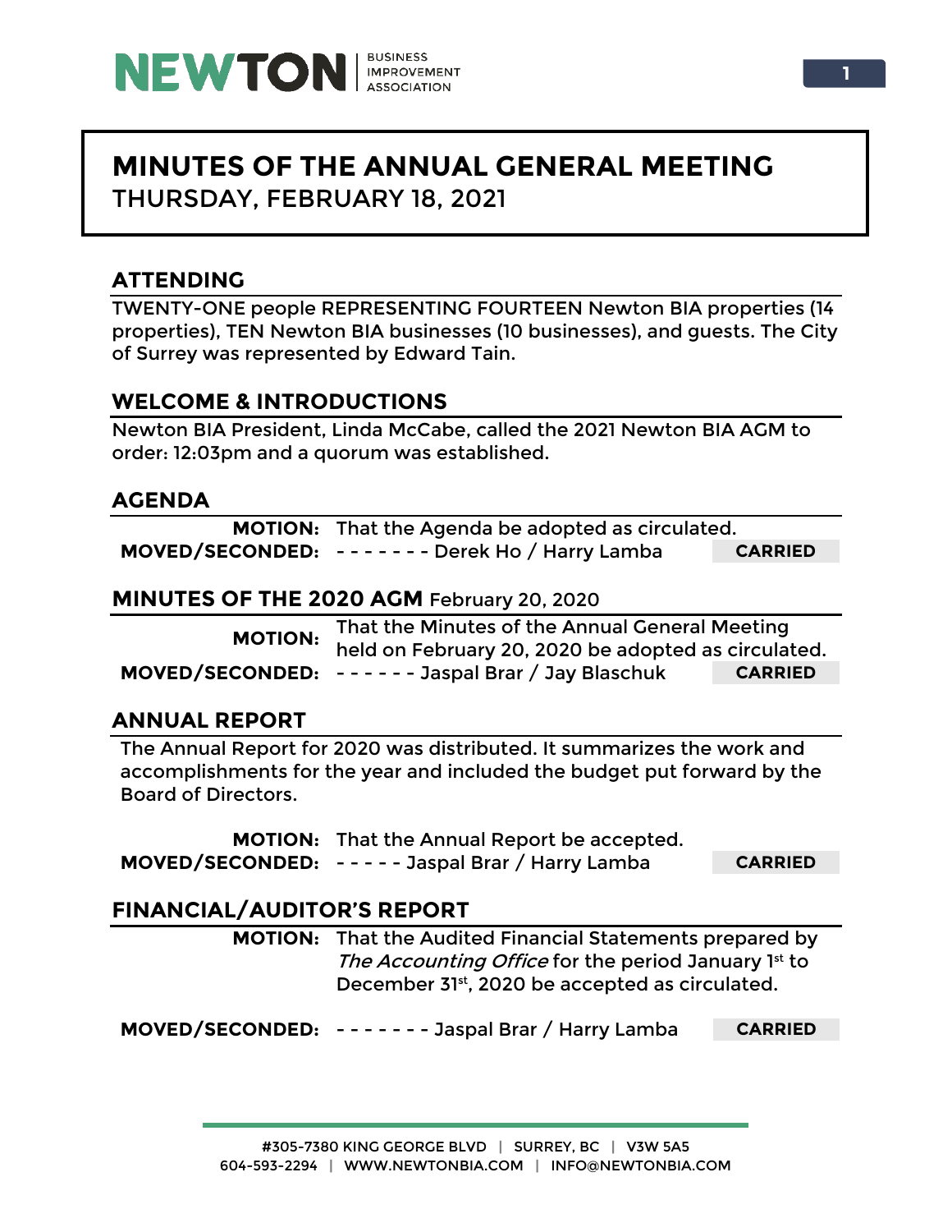NEWTON BUSINESS IMPROVEMENT ASSOCIATION

# MINUTES OF THE ANNUAL GENERAL MEETING

THURSDAY, FEBRUARY 18, 2021

## ATTENDING

TWENTY-ONE people REPRESENTING FOURTEEN Newton BIA properties (14 properties), TEN Newton BIA businesses (10 businesses), and guests. The City of Surrey was represented by Edward Tain.

## WELCOME & INTRODUCTIONS

Newton BIA President, Linda McCabe, called the 2021 Newton BIA AGM to order: 12:03pm and a quorum was established.

## AGENDA

**MOTION:** That the Agenda be adopted as circulated.

**MOVED/SECONDED:** - - - - - - - Derek Ho / Harry Lamba **CARRIED**

## MINUTES OF THE 2020 AGM February 20, 2020

**MOTION:** That the Minutes of the Annual General Meeting held on February 20, 2020 be adopted as circulated.

**MOVED/SECONDED:** - - - - - - Jaspal Brar / Jay Blaschuk **CARRIED**

## ANNUAL REPORT

The Annual Report for 2020 was distributed. It summarizes the work and accomplishments for the year and included the budget put forward by the Board of Directors.

**MOTION:** That the Annual Report be accepted.

**MOVED/SECONDED:** - - - - - Jaspal Brar / Harry Lamba **CARRIED**

## FINANCIAL/AUDITOR'S REPORT

**MOTION:** That the Audited Financial Statements prepared by *The Accounting Office* for the period January 1st to December 31st, 2020 be accepted as circulated.

**MOVED/SECONDED:** - - - - - - - Jaspal Brar / Harry Lamba **CARRIED**

#305-7380 KING GEORGE BLVD | SURREY, BC | V3W 5A5
604-593-2294 | WWW.NEWTONBIA.COM | INFO@NEWTONBIA.COM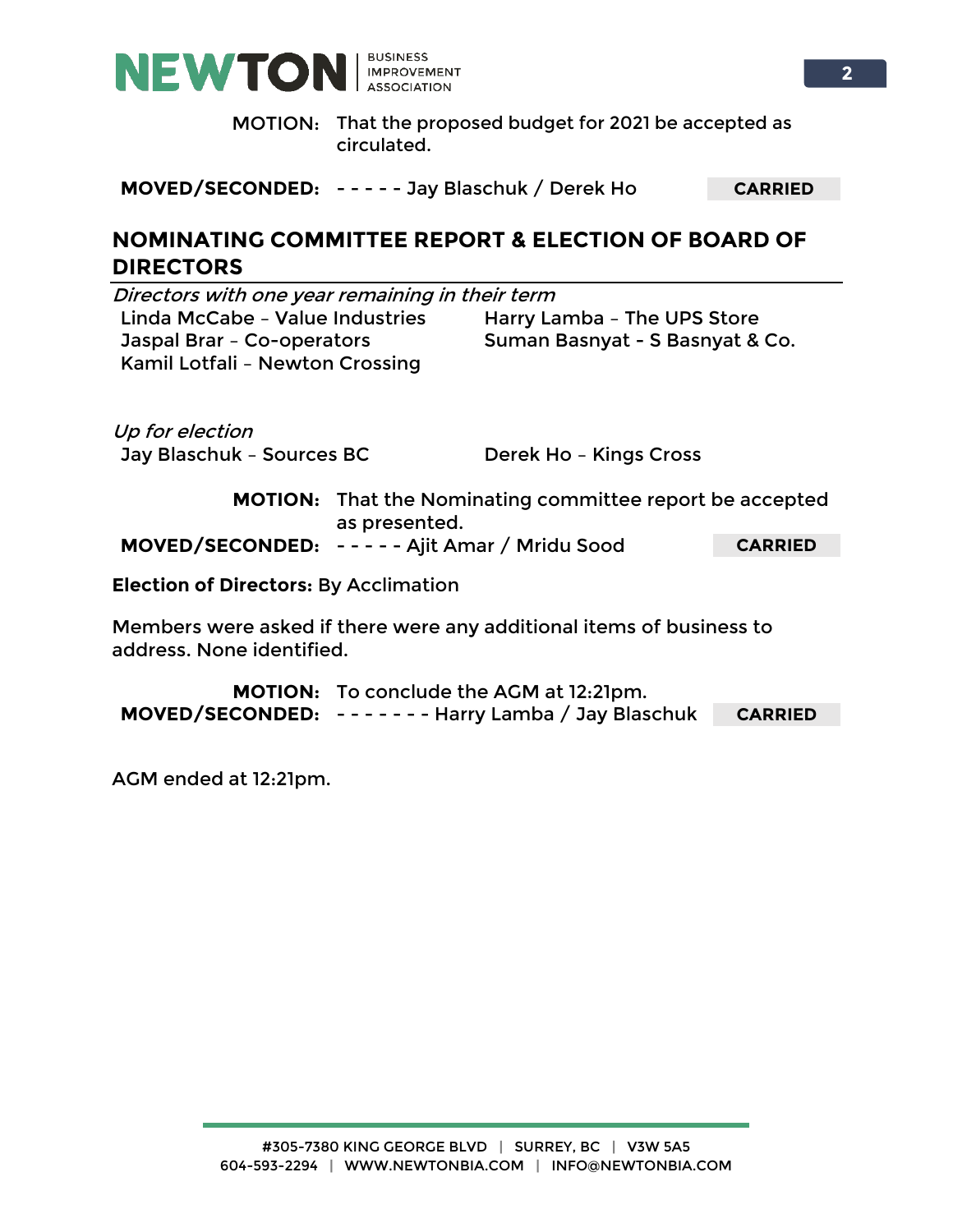MOTION: That the proposed budget for 2021 be accepted as circulated.

**MOVED/SECONDED:** - - - - - Jay Blaschuk / Derek Ho **CARRIED**

## NOMINATING COMMITTEE REPORT & ELECTION OF BOARD OF DIRECTORS

*Directors with one year remaining in their term*

Linda McCabe – Value Industries
Jaspal Brar – Co-operators
Kamil Lotfali – Newton Crossing
Harry Lamba – The UPS Store
Suman Basnyat - S Basnyat & Co.

*Up for election*

Jay Blaschuk – Sources BC
Derek Ho – Kings Cross

**MOTION:** That the Nominating committee report be accepted as presented.

**MOVED/SECONDED:** - - - - - Ajit Amar / Mridu Sood **CARRIED**

**Election of Directors:** By Acclimation

Members were asked if there were any additional items of business to address. None identified.

**MOTION:** To conclude the AGM at 12:21pm.

**MOVED/SECONDED:** - - - - - - - Harry Lamba / Jay Blaschuk **CARRIED**

AGM ended at 12:21pm.